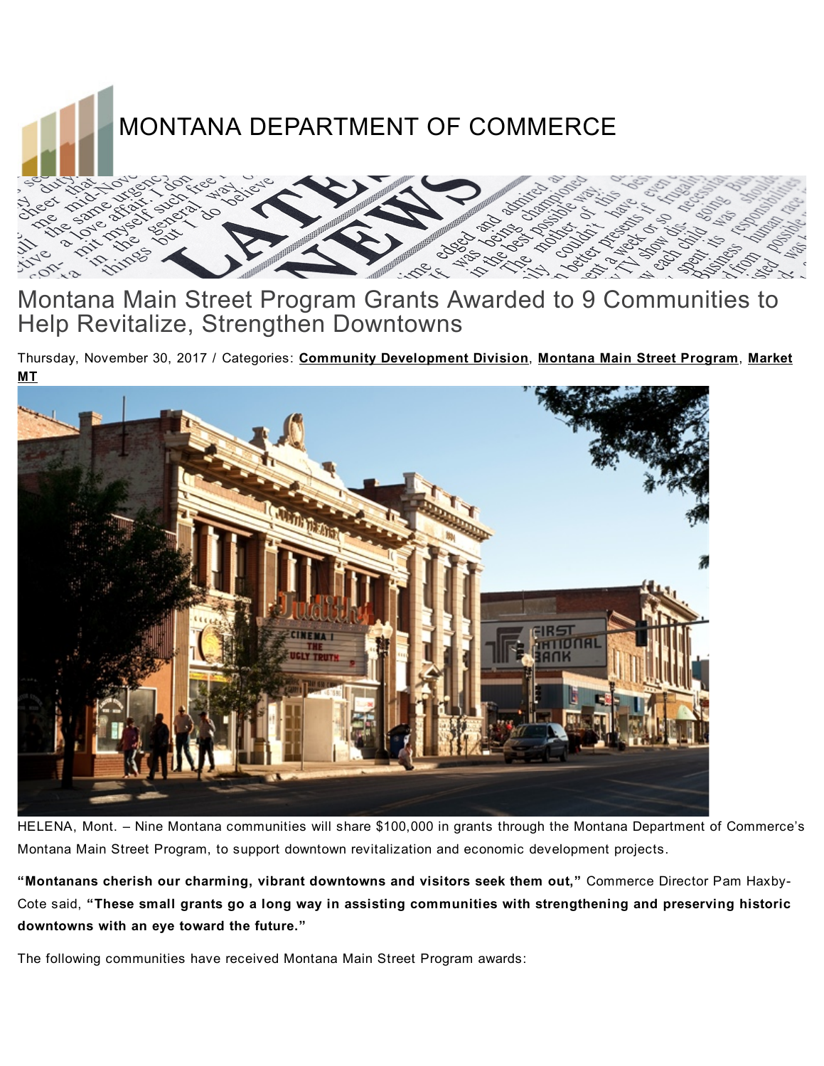MONTANA DEPARTMENT OF COMMERCE

# Montana Main Street Program Grants Awarded to 9 Communities to Help Revitalize, Strengthen Downtowns

Thursday, November 30, 2017 / Categories: **Community Development Division**, **Montana Main Street Program**, **Market MT**

HELENA, Mont. – Nine Montana communities will share $100,000 in grants through the Montana Department of Commerce's Montana Main Street Program, to support downtown revitalization and economic development projects.

**"Montanans cherish our charming, vibrant downtowns and visitors seek them out,"** Commerce Director Pam Haxby-Cote said, **"These small grants go a long way in assisting communities with strengthening and preserving historic downtowns with an eye toward the future."**

The following communities have received Montana Main Street Program awards: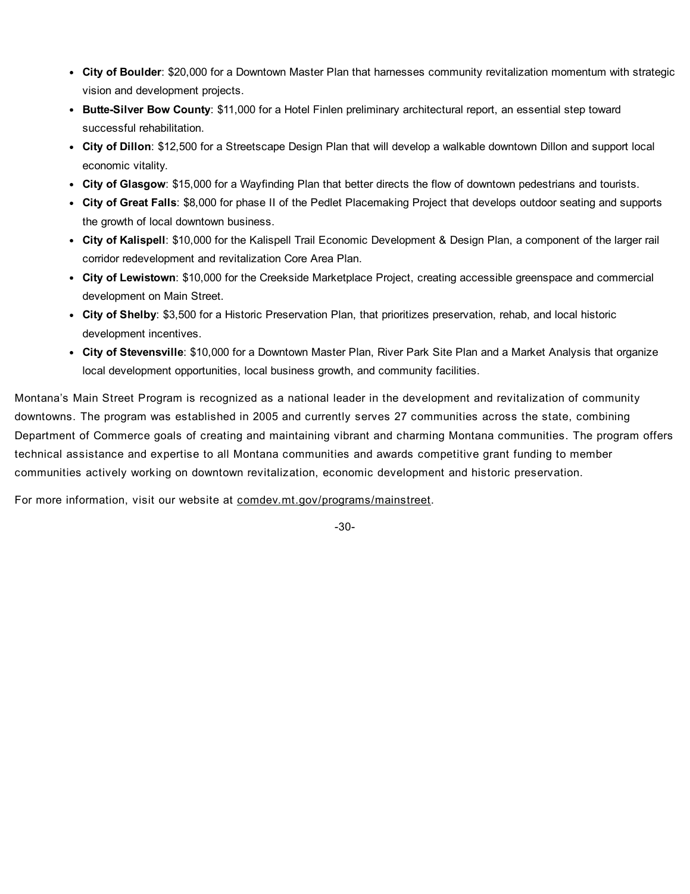- **City of Boulder**: $20,000 for a Downtown Master Plan that harnesses community revitalization momentum with strategic vision and development projects.
- **Butte-Silver Bow County**: $11,000 for a Hotel Finlen preliminary architectural report, an essential step toward successful rehabilitation.
- **City of Dillon**: $12,500 for a Streetscape Design Plan that will develop a walkable downtown Dillon and support local economic vitality.
- **City of Glasgow**: $15,000 for a Wayfinding Plan that better directs the flow of downtown pedestrians and tourists.
- **City of Great Falls**: $8,000 for phase II of the Pedlet Placemaking Project that develops outdoor seating and supports the growth of local downtown business.
- **City of Kalispell**: $10,000 for the Kalispell Trail Economic Development & Design Plan, a component of the larger rail corridor redevelopment and revitalization Core Area Plan.
- **City of Lewistown**: $10,000 for the Creekside Marketplace Project, creating accessible greenspace and commercial development on Main Street.
- **City of Shelby**: $3,500 for a Historic Preservation Plan, that prioritizes preservation, rehab, and local historic development incentives.
- **City of Stevensville**: $10,000 for a Downtown Master Plan, River Park Site Plan and a Market Analysis that organize local development opportunities, local business growth, and community facilities.

Montana's Main Street Program is recognized as a national leader in the development and revitalization of community downtowns. The program was established in 2005 and currently serves 27 communities across the state, combining Department of Commerce goals of creating and maintaining vibrant and charming Montana communities. The program offers technical assistance and expertise to all Montana communities and awards competitive grant funding to member communities actively working on downtown revitalization, economic development and historic preservation.

For more information, visit our website at comdev.mt.gov/programs/mainstreet.

-30-